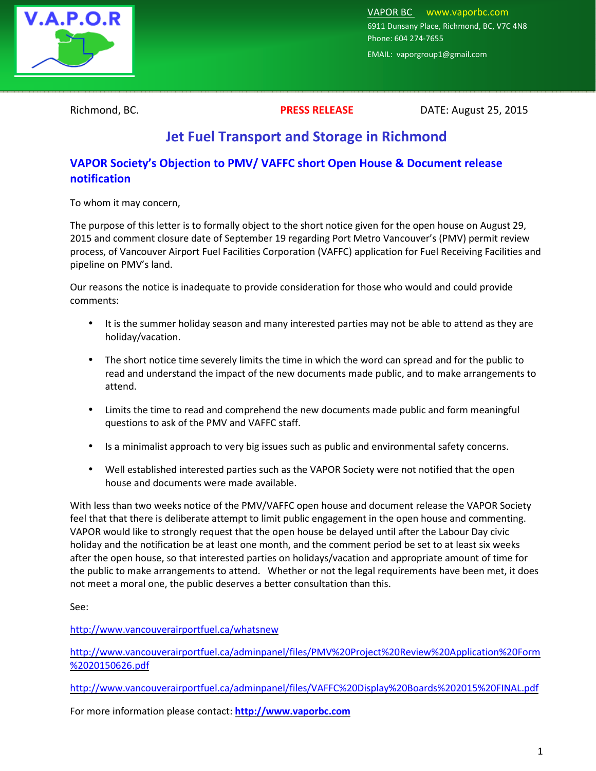V.A.P.O.R

VAPOR BC www.vaporbc.com
6911 Dunsany Place, Richmond, BC, V7C 4N8
Phone: 604 274-7655
EMAIL: vaporgroup1@gmail.com

Richmond, BC. **PRESS RELEASE** DATE: August 25, 2015

# Jet Fuel Transport and Storage in Richmond

## VAPOR Society's Objection to PMV/ VAFFC short Open House & Document release notification

To whom it may concern,

The purpose of this letter is to formally object to the short notice given for the open house on August 29, 2015 and comment closure date of September 19 regarding Port Metro Vancouver's (PMV) permit review process, of Vancouver Airport Fuel Facilities Corporation (VAFFC) application for Fuel Receiving Facilities and pipeline on PMV's land.

Our reasons the notice is inadequate to provide consideration for those who would and could provide comments:

- It is the summer holiday season and many interested parties may not be able to attend as they are holiday/vacation.
- The short notice time severely limits the time in which the word can spread and for the public to read and understand the impact of the new documents made public, and to make arrangements to attend.
- Limits the time to read and comprehend the new documents made public and form meaningful questions to ask of the PMV and VAFFC staff.
- Is a minimalist approach to very big issues such as public and environmental safety concerns.
- Well established interested parties such as the VAPOR Society were not notified that the open house and documents were made available.

With less than two weeks notice of the PMV/VAFFC open house and document release the VAPOR Society feel that that there is deliberate attempt to limit public engagement in the open house and commenting. VAPOR would like to strongly request that the open house be delayed until after the Labour Day civic holiday and the notification be at least one month, and the comment period be set to at least six weeks after the open house, so that interested parties on holidays/vacation and appropriate amount of time for the public to make arrangements to attend. Whether or not the legal requirements have been met, it does not meet a moral one, the public deserves a better consultation than this.

See:

http://www.vancouverairportfuel.ca/whatsnew

http://www.vancouverairportfuel.ca/adminpanel/files/PMV%20Project%20Review%20Application%20Form%2020150626.pdf

http://www.vancouverairportfuel.ca/adminpanel/files/VAFFC%20Display%20Boards%202015%20FINAL.pdf

For more information please contact: **http://www.vaporbc.com**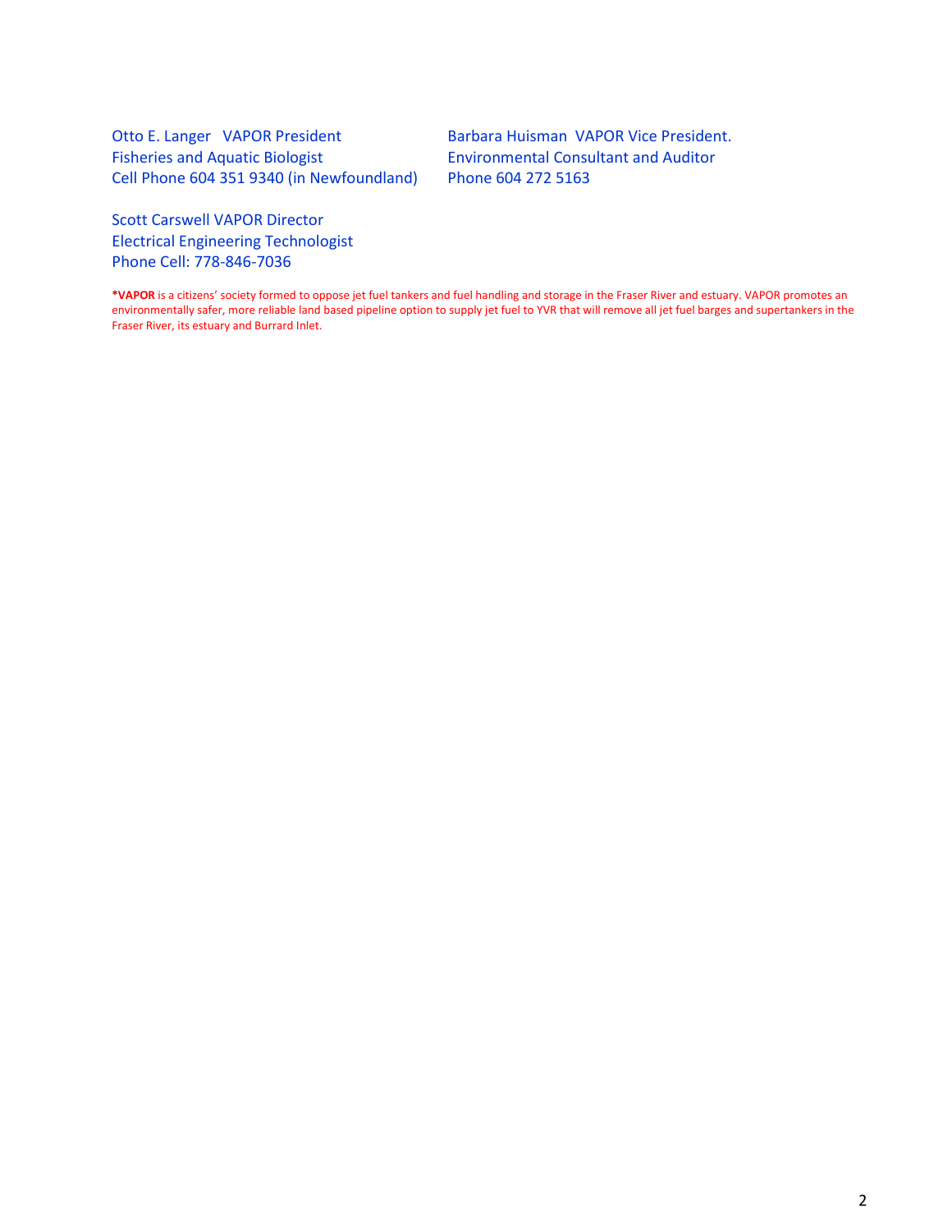Otto E. Langer VAPOR President
Fisheries and Aquatic Biologist
Cell Phone 604 351 9340 (in Newfoundland)

Barbara Huisman VAPOR Vice President.
Environmental Consultant and Auditor
Phone 604 272 5163

Scott Carswell VAPOR Director
Electrical Engineering Technologist
Phone Cell: 778-846-7036

**\*VAPOR** is a citizens' society formed to oppose jet fuel tankers and fuel handling and storage in the Fraser River and estuary. VAPOR promotes an environmentally safer, more reliable land based pipeline option to supply jet fuel to YVR that will remove all jet fuel barges and supertankers in the Fraser River, its estuary and Burrard Inlet.